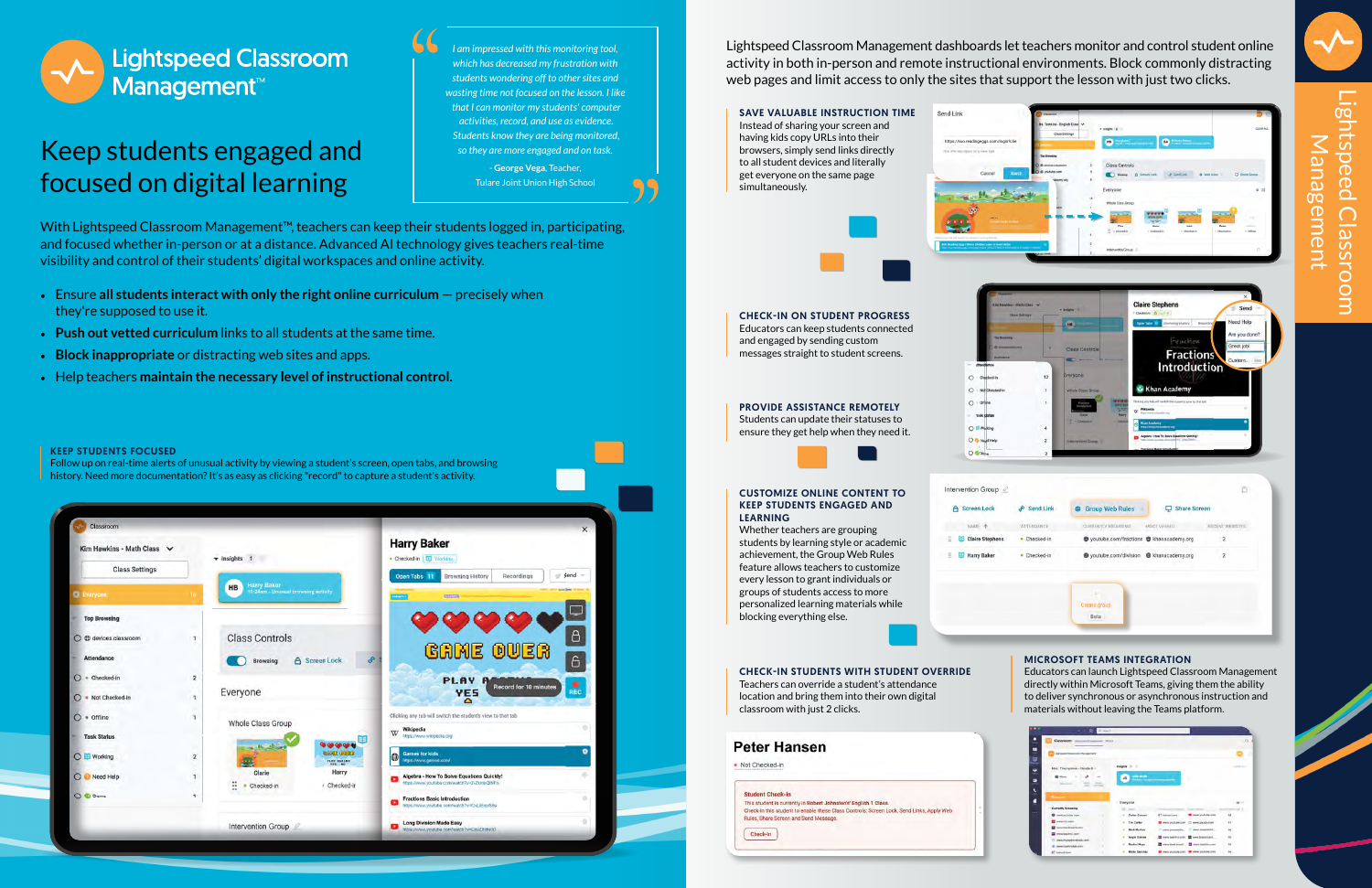# Lightspeed Classroom Management™

## Keep students engaged and focused on digital learning

> *I am impressed with this monitoring tool, which has decreased my frustration with students wandering off to other sites and wasting time not focused on the lesson. I like that I can monitor my students' computer activities, record, and use as evidence. Students know they are being monitored, so they are more engaged and on task.*
>
> \- **George Vega**, Teacher, Tulare Joint Union High School

With Lightspeed Classroom Management™, teachers can keep their students logged in, participating, and focused whether in-person or at a distance. Advanced AI technology gives teachers real-time visibility and control of their students' digital workspaces and online activity.

- Ensure **all students interact with only the right online curriculum** — precisely when they're supposed to use it.
- **Push out vetted curriculum** links to all students at the same time.
- **Block inappropriate** or distracting web sites and apps.
- Help teachers **maintain the necessary level of instructional control.**

### KEEP STUDENTS FOCUSED

Follow up on real-time alerts of unusual activity by viewing a student's screen, open tabs, and browsing history. Need more documentation? It's as easy as clicking "record" to capture a student's activity.

Lightspeed Classroom Management dashboards let teachers monitor and control student online activity in both in-person and remote instructional environments. Block commonly distracting web pages and limit access to only the sites that support the lesson with just two clicks.

### SAVE VALUABLE INSTRUCTION TIME

Instead of sharing your screen and having kids copy URLs into their browsers, simply send links directly to all student devices and literally get everyone on the same page simultaneously.

### CHECK-IN ON STUDENT PROGRESS

Educators can keep students connected and engaged by sending custom messages straight to student screens.

### PROVIDE ASSISTANCE REMOTELY

Students can update their statuses to ensure they get help when they need it.

### CUSTOMIZE ONLINE CONTENT TO KEEP STUDENTS ENGAGED AND LEARNING

Whether teachers are grouping students by learning style or academic achievement, the Group Web Rules feature allows teachers to customize every lesson to grant individuals or groups of students access to more personalized learning materials while blocking everything else.

### CHECK-IN STUDENTS WITH STUDENT OVERRIDE

Teachers can override a student's attendance location and bring them into their own digital classroom with just 2 clicks.

### MICROSOFT TEAMS INTEGRATION

Educators can launch Lightspeed Classroom Management directly within Microsoft Teams, giving them the ability to deliver synchronous or asynchronous instruction and materials without leaving the Teams platform.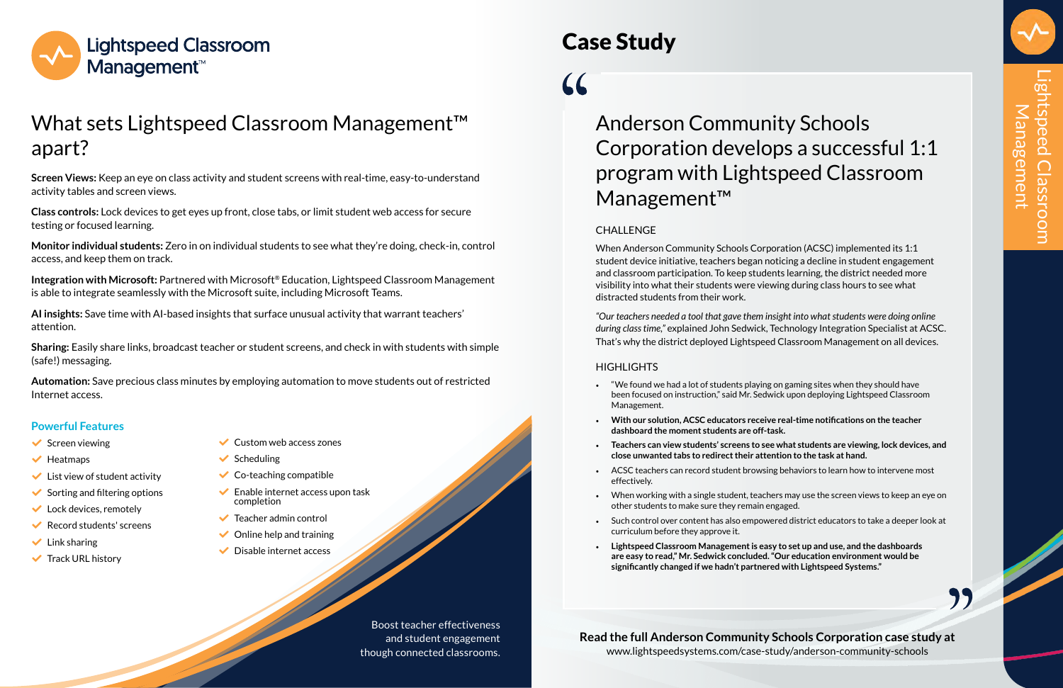# Lightspeed Classroom Management™

## What sets Lightspeed Classroom Management™ apart?

**Screen Views:** Keep an eye on class activity and student screens with real-time, easy-to-understand activity tables and screen views.

**Class controls:** Lock devices to get eyes up front, close tabs, or limit student web access for secure testing or focused learning.

**Monitor individual students:** Zero in on individual students to see what they're doing, check-in, control access, and keep them on track.

**Integration with Microsoft:** Partnered with Microsoft® Education, Lightspeed Classroom Management is able to integrate seamlessly with the Microsoft suite, including Microsoft Teams.

**AI insights:** Save time with AI-based insights that surface unusual activity that warrant teachers' attention.

**Sharing:** Easily share links, broadcast teacher or student screens, and check in with students with simple (safe!) messaging.

**Automation:** Save precious class minutes by employing automation to move students out of restricted Internet access.

### Powerful Features

- ✔ Screen viewing
- ✔ Heatmaps
- ✔ List view of student activity
- ✔ Sorting and filtering options
- ✔ Lock devices, remotely
- ✔ Record students' screens
- ✔ Link sharing
- ✔ Track URL history
- ✔ Custom web access zones
- ✔ Scheduling
- ✔ Co-teaching compatible
- ✔ Enable internet access upon task completion
- ✔ Teacher admin control
- ✔ Online help and training
- ✔ Disable internet access

Boost teacher effectiveness and student engagement though connected classrooms.

# Case Study

## Anderson Community Schools Corporation develops a successful 1:1 program with Lightspeed Classroom Management™

### CHALLENGE

When Anderson Community Schools Corporation (ACSC) implemented its 1:1 student device initiative, teachers began noticing a decline in student engagement and classroom participation. To keep students learning, the district needed more visibility into what their students were viewing during class hours to see what distracted students from their work.

*"Our teachers needed a tool that gave them insight into what students were doing online during class time,"* explained John Sedwick, Technology Integration Specialist at ACSC. That's why the district deployed Lightspeed Classroom Management on all devices.

### HIGHLIGHTS

- "We found we had a lot of students playing on gaming sites when they should have been focused on instruction," said Mr. Sedwick upon deploying Lightspeed Classroom Management.
- **With our solution, ACSC educators receive real-time notifications on the teacher dashboard the moment students are off-task.**
- **Teachers can view students' screens to see what students are viewing, lock devices, and close unwanted tabs to redirect their attention to the task at hand.**
- ACSC teachers can record student browsing behaviors to learn how to intervene most effectively.
- When working with a single student, teachers may use the screen views to keep an eye on other students to make sure they remain engaged.
- Such control over content has also empowered district educators to take a deeper look at curriculum before they approve it.
- **Lightspeed Classroom Management is easy to set up and use, and the dashboards are easy to read," Mr. Sedwick concluded. "Our education environment would be significantly changed if we hadn't partnered with Lightspeed Systems."**

**Read the full Anderson Community Schools Corporation case study at**
www.lightspeedsystems.com/case-study/anderson-community-schools